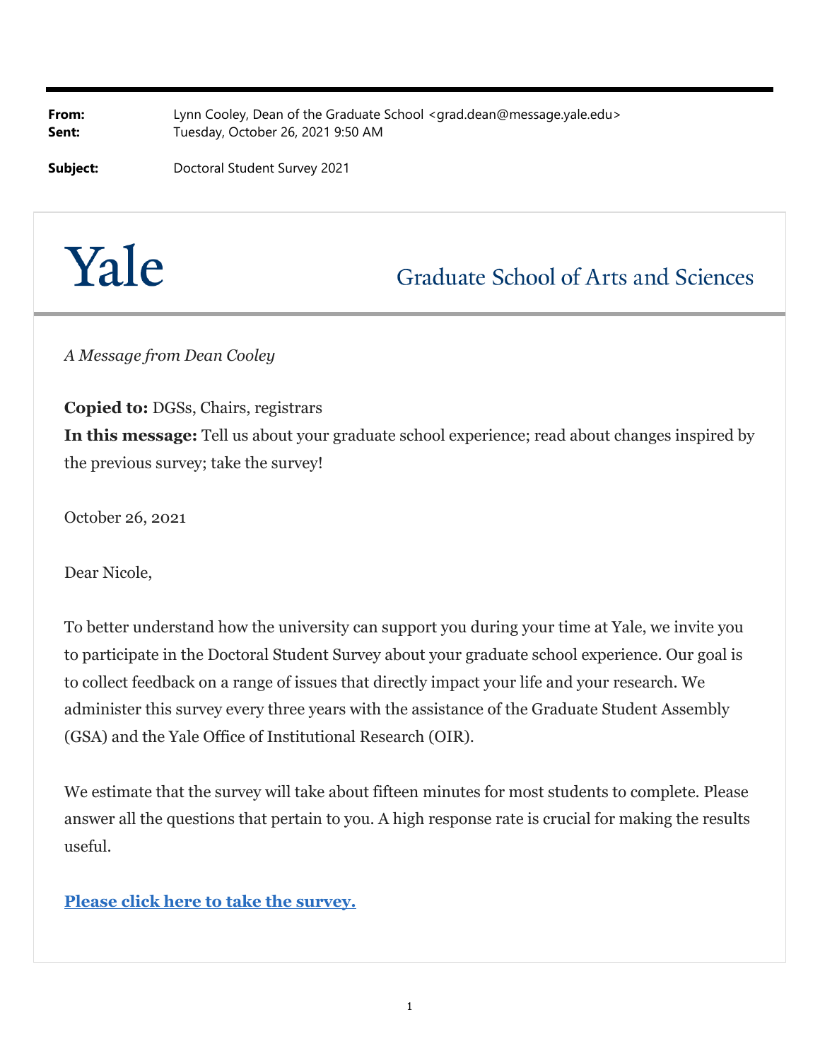**From:** Lynn Cooley, Dean of the Graduate School <grad.dean@message.yale.edu>
**Sent:** Tuesday, October 26, 2021 9:50 AM

**Subject:** Doctoral Student Survey 2021

# Yale

## Graduate School of Arts and Sciences

*A Message from Dean Cooley*

**Copied to:** DGSs, Chairs, registrars
**In this message:** Tell us about your graduate school experience; read about changes inspired by the previous survey; take the survey!

October 26, 2021

Dear Nicole,

To better understand how the university can support you during your time at Yale, we invite you to participate in the Doctoral Student Survey about your graduate school experience. Our goal is to collect feedback on a range of issues that directly impact your life and your research. We administer this survey every three years with the assistance of the Graduate Student Assembly (GSA) and the Yale Office of Institutional Research (OIR).

We estimate that the survey will take about fifteen minutes for most students to complete. Please answer all the questions that pertain to you. A high response rate is crucial for making the results useful.

**Please click here to take the survey.**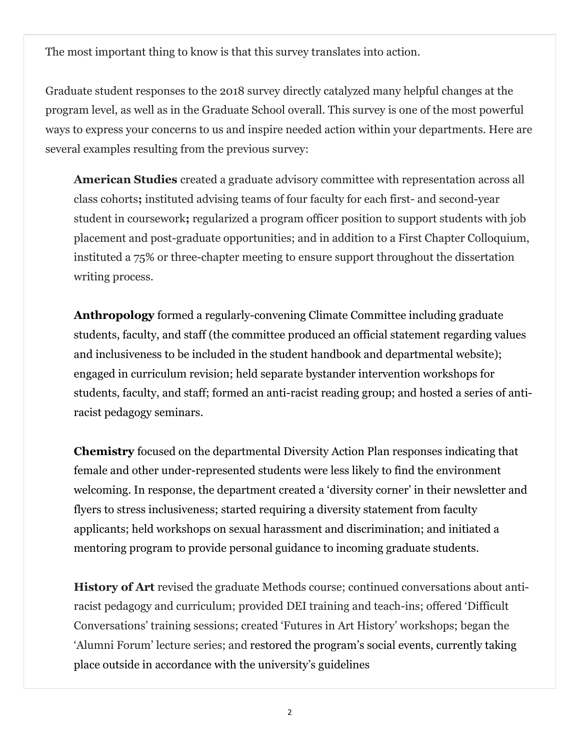The most important thing to know is that this survey translates into action.

Graduate student responses to the 2018 survey directly catalyzed many helpful changes at the program level, as well as in the Graduate School overall. This survey is one of the most powerful ways to express your concerns to us and inspire needed action within your departments. Here are several examples resulting from the previous survey:

> **American Studies** created a graduate advisory committee with representation across all class cohorts**;** instituted advising teams of four faculty for each first- and second-year student in coursework**;** regularized a program officer position to support students with job placement and post-graduate opportunities; and in addition to a First Chapter Colloquium, instituted a 75% or three-chapter meeting to ensure support throughout the dissertation writing process.
>
> **Anthropology** formed a regularly-convening Climate Committee including graduate students, faculty, and staff (the committee produced an official statement regarding values and inclusiveness to be included in the student handbook and departmental website); engaged in curriculum revision; held separate bystander intervention workshops for students, faculty, and staff; formed an anti-racist reading group; and hosted a series of anti-racist pedagogy seminars.
>
> **Chemistry** focused on the departmental Diversity Action Plan responses indicating that female and other under-represented students were less likely to find the environment welcoming. In response, the department created a 'diversity corner' in their newsletter and flyers to stress inclusiveness; started requiring a diversity statement from faculty applicants; held workshops on sexual harassment and discrimination; and initiated a mentoring program to provide personal guidance to incoming graduate students.
>
> **History of Art** revised the graduate Methods course; continued conversations about anti-racist pedagogy and curriculum; provided DEI training and teach-ins; offered 'Difficult Conversations' training sessions; created 'Futures in Art History' workshops; began the 'Alumni Forum' lecture series; and restored the program's social events, currently taking place outside in accordance with the university's guidelines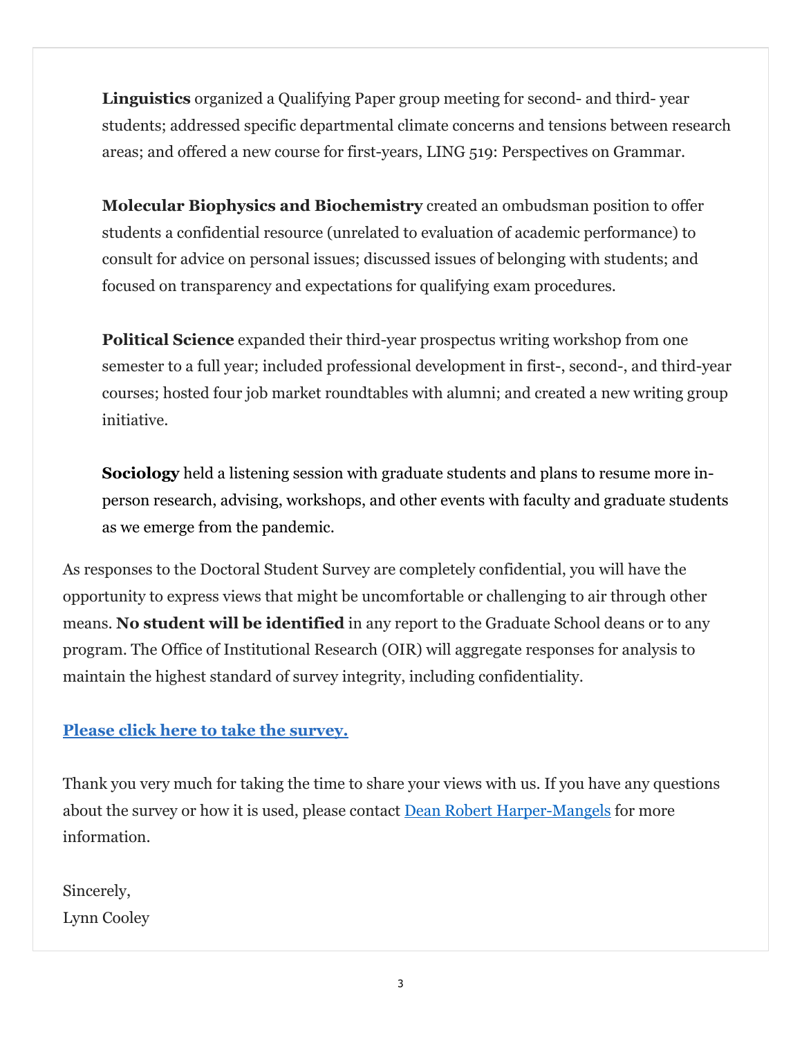**Linguistics** organized a Qualifying Paper group meeting for second- and third- year students; addressed specific departmental climate concerns and tensions between research areas; and offered a new course for first-years, LING 519: Perspectives on Grammar.

**Molecular Biophysics and Biochemistry** created an ombudsman position to offer students a confidential resource (unrelated to evaluation of academic performance) to consult for advice on personal issues; discussed issues of belonging with students; and focused on transparency and expectations for qualifying exam procedures.

**Political Science** expanded their third-year prospectus writing workshop from one semester to a full year; included professional development in first-, second-, and third-year courses; hosted four job market roundtables with alumni; and created a new writing group initiative.

**Sociology** held a listening session with graduate students and plans to resume more in-person research, advising, workshops, and other events with faculty and graduate students as we emerge from the pandemic.

As responses to the Doctoral Student Survey are completely confidential, you will have the opportunity to express views that might be uncomfortable or challenging to air through other means. **No student will be identified** in any report to the Graduate School deans or to any program. The Office of Institutional Research (OIR) will aggregate responses for analysis to maintain the highest standard of survey integrity, including confidentiality.

**Please click here to take the survey.**

Thank you very much for taking the time to share your views with us. If you have any questions about the survey or how it is used, please contact Dean Robert Harper-Mangels for more information.

Sincerely,
Lynn Cooley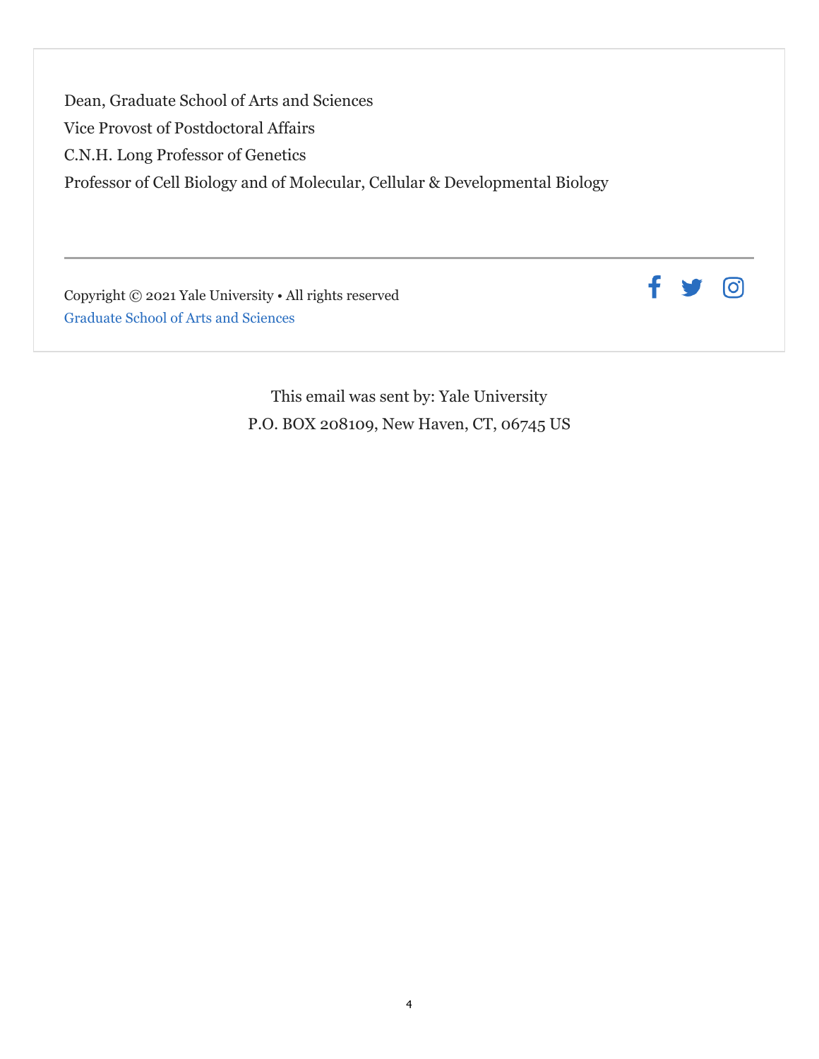Dean, Graduate School of Arts and Sciences

Vice Provost of Postdoctoral Affairs

C.N.H. Long Professor of Genetics

Professor of Cell Biology and of Molecular, Cellular & Developmental Biology

---

Copyright © 2021 Yale University • All rights reserved

Graduate School of Arts and Sciences

This email was sent by: Yale University

P.O. BOX 208109, New Haven, CT, 06745 US